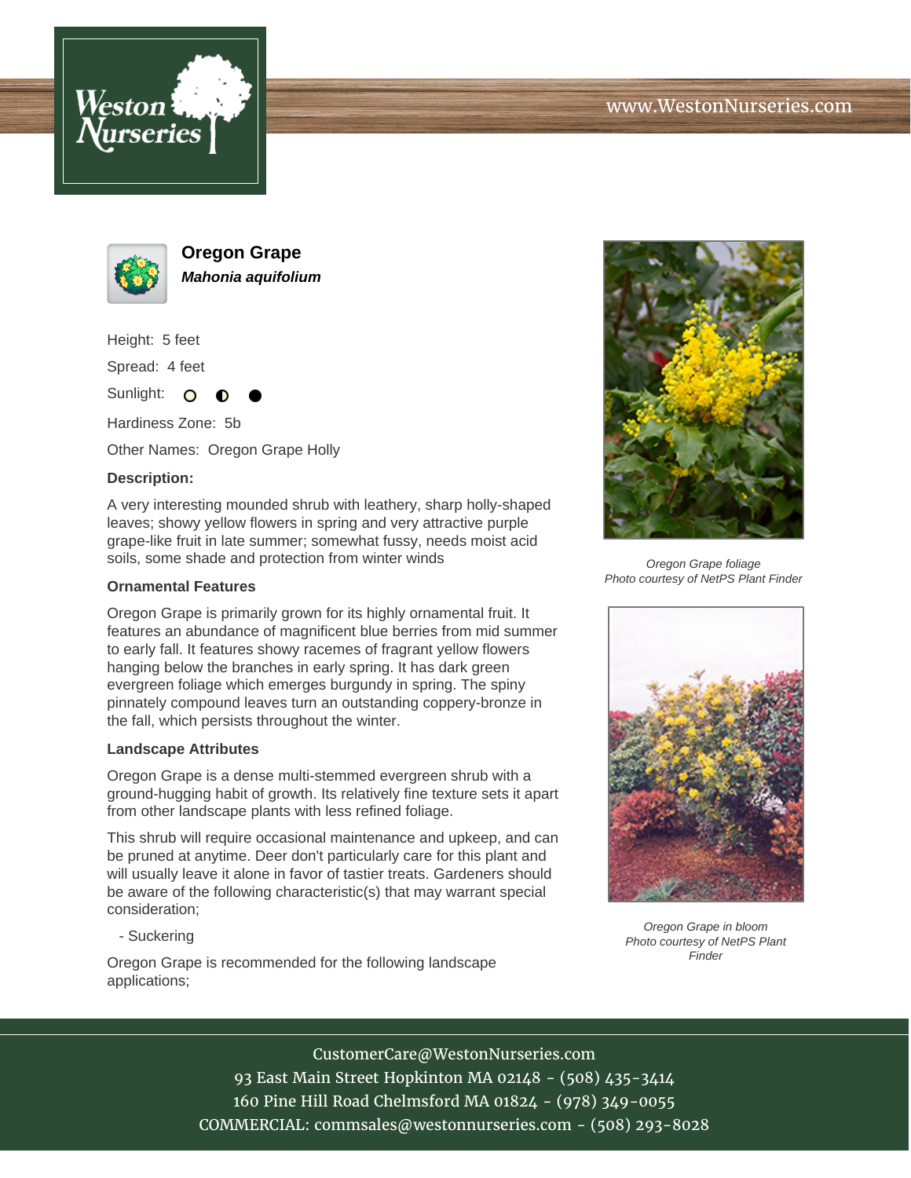# Oregon Grape

***Mahonia aquifolium***

Height: 5 feet

Spread: 4 feet

Sunlight: ○ ◐ ●

Hardiness Zone: 5b

Other Names: Oregon Grape Holly

**Description:**

A very interesting mounded shrub with leathery, sharp holly-shaped leaves; showy yellow flowers in spring and very attractive purple grape-like fruit in late summer; somewhat fussy, needs moist acid soils, some shade and protection from winter winds

### Ornamental Features

Oregon Grape is primarily grown for its highly ornamental fruit. It features an abundance of magnificent blue berries from mid summer to early fall. It features showy racemes of fragrant yellow flowers hanging below the branches in early spring. It has dark green evergreen foliage which emerges burgundy in spring. The spiny pinnately compound leaves turn an outstanding coppery-bronze in the fall, which persists throughout the winter.

### Landscape Attributes

Oregon Grape is a dense multi-stemmed evergreen shrub with a ground-hugging habit of growth. Its relatively fine texture sets it apart from other landscape plants with less refined foliage.

This shrub will require occasional maintenance and upkeep, and can be pruned at anytime. Deer don't particularly care for this plant and will usually leave it alone in favor of tastier treats. Gardeners should be aware of the following characteristic(s) that may warrant special consideration;

- Suckering

Oregon Grape is recommended for the following landscape applications;

*Oregon Grape foliage*
*Photo courtesy of NetPS Plant Finder*

*Oregon Grape in bloom*
*Photo courtesy of NetPS Plant Finder*

CustomerCare@WestonNurseries.com
93 East Main Street Hopkinton MA 02148 - (508) 435-3414
160 Pine Hill Road Chelmsford MA 01824 - (978) 349-0055
COMMERCIAL: commsales@westonnurseries.com - (508) 293-8028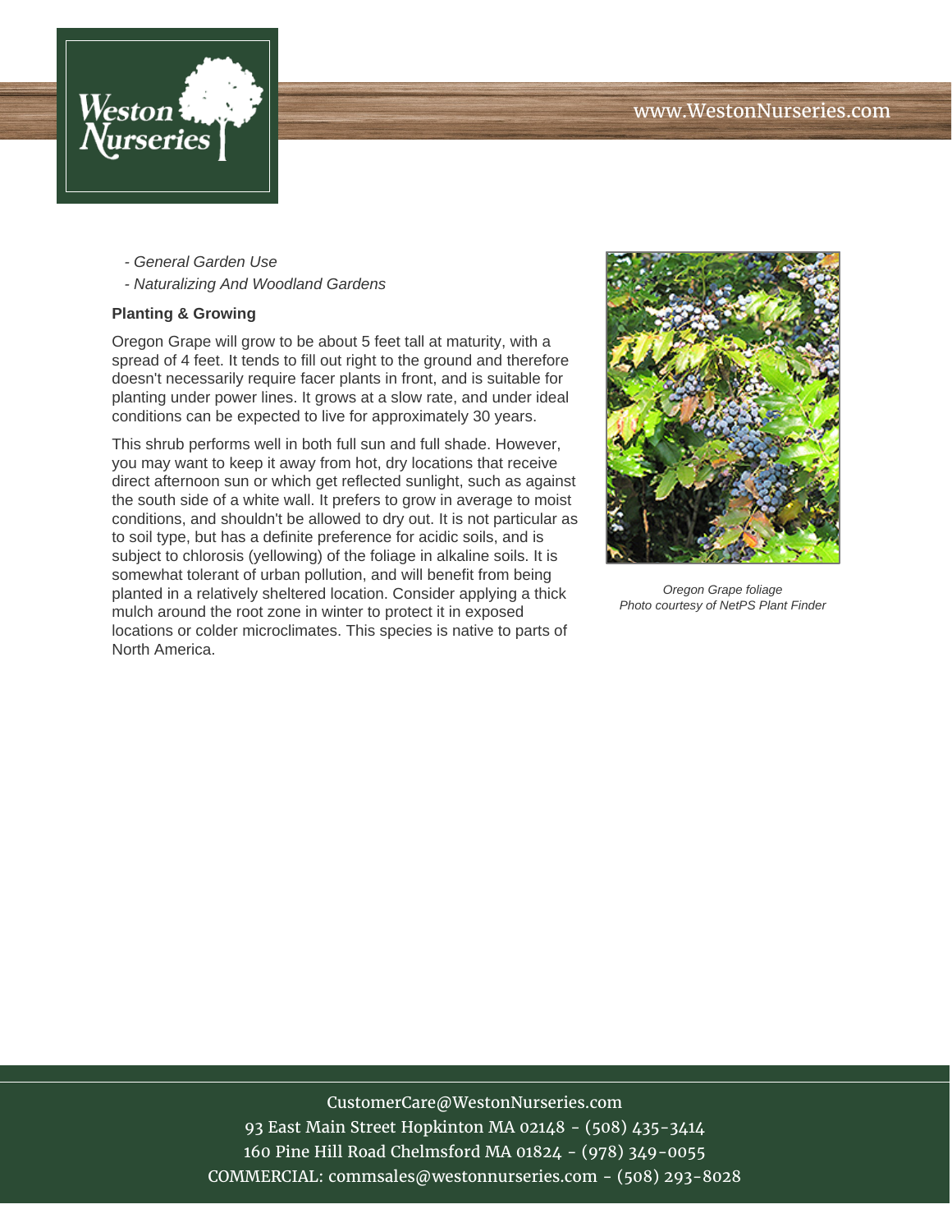- *General Garden Use*
- *Naturalizing And Woodland Gardens*

**Planting & Growing**

Oregon Grape will grow to be about 5 feet tall at maturity, with a spread of 4 feet. It tends to fill out right to the ground and therefore doesn't necessarily require facer plants in front, and is suitable for planting under power lines. It grows at a slow rate, and under ideal conditions can be expected to live for approximately 30 years.

This shrub performs well in both full sun and full shade. However, you may want to keep it away from hot, dry locations that receive direct afternoon sun or which get reflected sunlight, such as against the south side of a white wall. It prefers to grow in average to moist conditions, and shouldn't be allowed to dry out. It is not particular as to soil type, but has a definite preference for acidic soils, and is subject to chlorosis (yellowing) of the foliage in alkaline soils. It is somewhat tolerant of urban pollution, and will benefit from being planted in a relatively sheltered location. Consider applying a thick mulch around the root zone in winter to protect it in exposed locations or colder microclimates. This species is native to parts of North America.

*Oregon Grape foliage*
*Photo courtesy of NetPS Plant Finder*